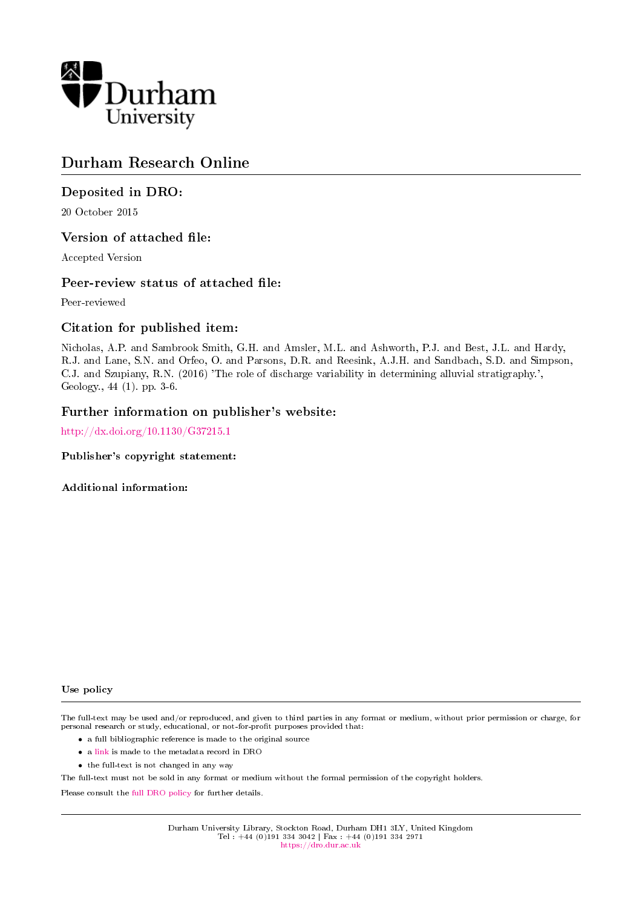Durham University

# Durham Research Online

## Deposited in DRO:

20 October 2015

## Version of attached file:

Accepted Version

## Peer-review status of attached file:

Peer-reviewed

## Citation for published item:

Nicholas, A.P. and Sambrook Smith, G.H. and Amsler, M.L. and Ashworth, P.J. and Best, J.L. and Hardy, R.J. and Lane, S.N. and Orfeo, O. and Parsons, D.R. and Reesink, A.J.H. and Sandbach, S.D. and Simpson, C.J. and Szupiany, R.N. (2016) 'The role of discharge variability in determining alluvial stratigraphy.', Geology., 44 (1). pp. 3-6.

## Further information on publisher's website:

http://dx.doi.org/10.1130/G37215.1

### Publisher's copyright statement:

### Additional information:

### Use policy

The full-text may be used and/or reproduced, and given to third parties in any format or medium, without prior permission or charge, for personal research or study, educational, or not-for-profit purposes provided that:

- a full bibliographic reference is made to the original source
- a link is made to the metadata record in DRO
- the full-text is not changed in any way

The full-text must not be sold in any format or medium without the formal permission of the copyright holders.

Please consult the full DRO policy for further details.

Durham University Library, Stockton Road, Durham DH1 3LY, United Kingdom
Tel : +44 (0)191 334 3042 | Fax : +44 (0)191 334 2971
https://dro.dur.ac.uk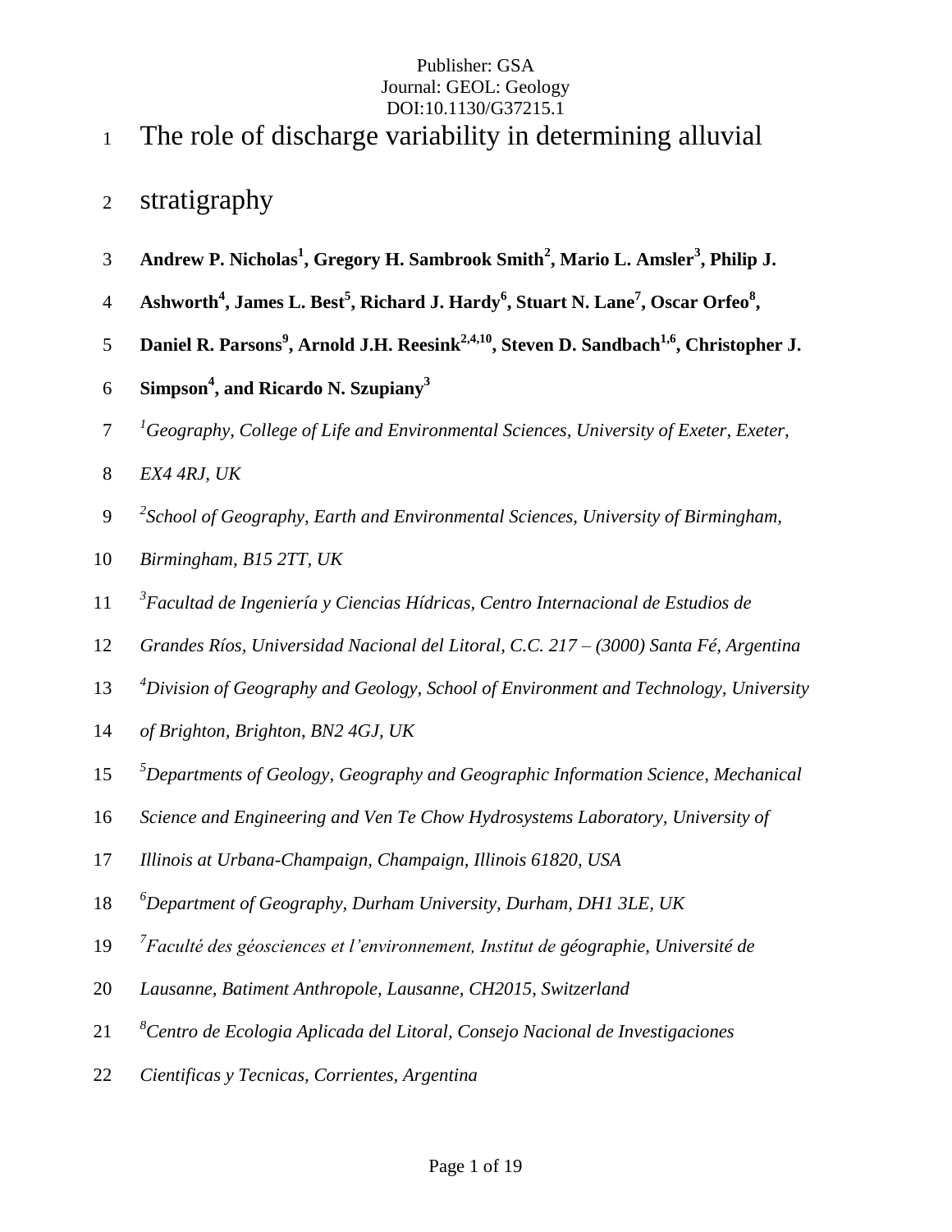# The role of discharge variability in determining alluvial stratigraphy

**Andrew P. Nicholas[1], Gregory H. Sambrook Smith[2], Mario L. Amsler[3], Philip J. Ashworth[4], James L. Best[5], Richard J. Hardy[6], Stuart N. Lane[7], Oscar Orfeo[8], Daniel R. Parsons[9], Arnold J.H. Reesink[2,4,10], Steven D. Sandbach[1,6], Christopher J. Simpson[4], and Ricardo N. Szupiany[3]**

[1] *Geography, College of Life and Environmental Sciences, University of Exeter, Exeter, EX4 4RJ, UK*

[2] *School of Geography, Earth and Environmental Sciences, University of Birmingham, Birmingham, B15 2TT, UK*

[3] *Facultad de Ingeniería y Ciencias Hídricas, Centro Internacional de Estudios de Grandes Ríos, Universidad Nacional del Litoral, C.C. 217 – (3000) Santa Fé, Argentina*

[4] *Division of Geography and Geology, School of Environment and Technology, University of Brighton, Brighton, BN2 4GJ, UK*

[5] *Departments of Geology, Geography and Geographic Information Science, Mechanical Science and Engineering and Ven Te Chow Hydrosystems Laboratory, University of Illinois at Urbana-Champaign, Champaign, Illinois 61820, USA*

[6] *Department of Geography, Durham University, Durham, DH1 3LE, UK*

[7] *Faculté des géosciences et l'environnement, Institut de géographie, Université de Lausanne, Batiment Anthropole, Lausanne, CH2015, Switzerland*

[8] *Centro de Ecologia Aplicada del Litoral, Consejo Nacional de Investigaciones Cientificas y Tecnicas, Corrientes, Argentina*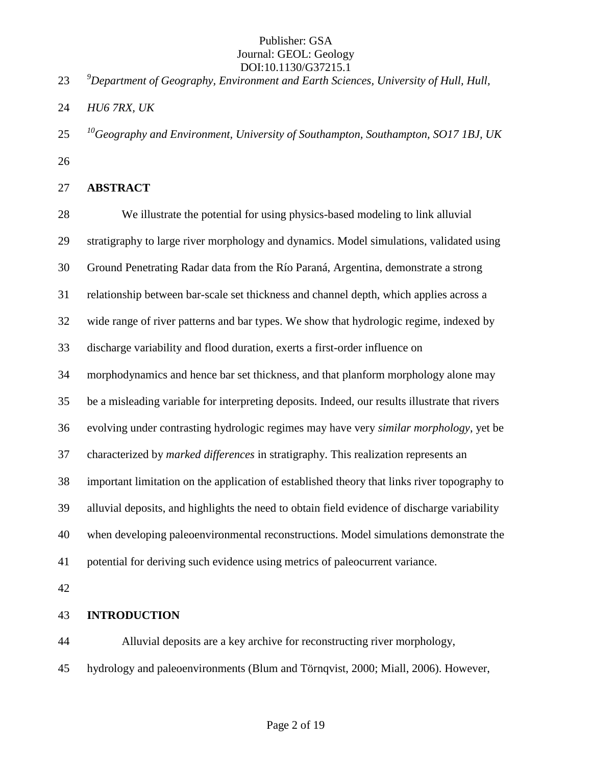[9]Department of Geography, Environment and Earth Sciences, University of Hull, Hull, HU6 7RX, UK

[10]Geography and Environment, University of Southampton, Southampton, SO17 1BJ, UK

## ABSTRACT

We illustrate the potential for using physics-based modeling to link alluvial stratigraphy to large river morphology and dynamics. Model simulations, validated using Ground Penetrating Radar data from the Río Paraná, Argentina, demonstrate a strong relationship between bar-scale set thickness and channel depth, which applies across a wide range of river patterns and bar types. We show that hydrologic regime, indexed by discharge variability and flood duration, exerts a first-order influence on morphodynamics and hence bar set thickness, and that planform morphology alone may be a misleading variable for interpreting deposits. Indeed, our results illustrate that rivers evolving under contrasting hydrologic regimes may have very *similar morphology*, yet be characterized by *marked differences* in stratigraphy. This realization represents an important limitation on the application of established theory that links river topography to alluvial deposits, and highlights the need to obtain field evidence of discharge variability when developing paleoenvironmental reconstructions. Model simulations demonstrate the potential for deriving such evidence using metrics of paleocurrent variance.

## INTRODUCTION

Alluvial deposits are a key archive for reconstructing river morphology, hydrology and paleoenvironments (Blum and Törnqvist, 2000; Miall, 2006). However,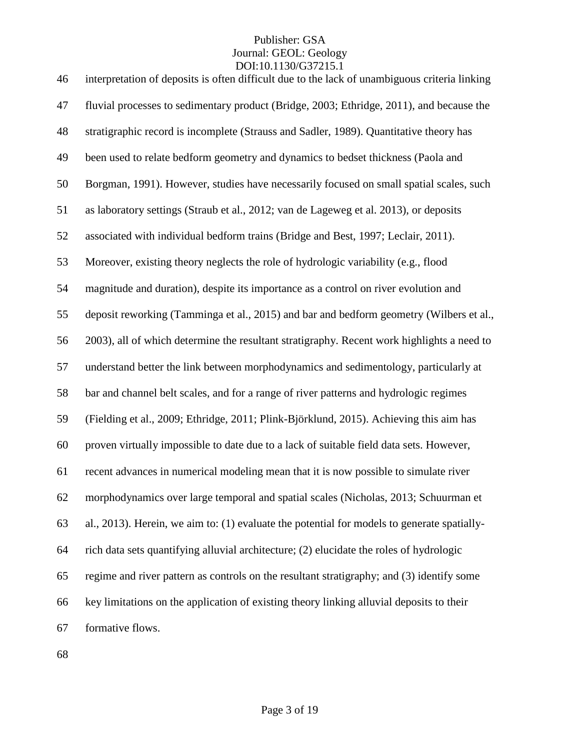interpretation of deposits is often difficult due to the lack of unambiguous criteria linking fluvial processes to sedimentary product (Bridge, 2003; Ethridge, 2011), and because the stratigraphic record is incomplete (Strauss and Sadler, 1989). Quantitative theory has been used to relate bedform geometry and dynamics to bedset thickness (Paola and Borgman, 1991). However, studies have necessarily focused on small spatial scales, such as laboratory settings (Straub et al., 2012; van de Lageweg et al. 2013), or deposits associated with individual bedform trains (Bridge and Best, 1997; Leclair, 2011). Moreover, existing theory neglects the role of hydrologic variability (e.g., flood magnitude and duration), despite its importance as a control on river evolution and deposit reworking (Tamminga et al., 2015) and bar and bedform geometry (Wilbers et al., 2003), all of which determine the resultant stratigraphy. Recent work highlights a need to understand better the link between morphodynamics and sedimentology, particularly at bar and channel belt scales, and for a range of river patterns and hydrologic regimes (Fielding et al., 2009; Ethridge, 2011; Plink-Björklund, 2015). Achieving this aim has proven virtually impossible to date due to a lack of suitable field data sets. However, recent advances in numerical modeling mean that it is now possible to simulate river morphodynamics over large temporal and spatial scales (Nicholas, 2013; Schuurman et al., 2013). Herein, we aim to: (1) evaluate the potential for models to generate spatially-rich data sets quantifying alluvial architecture; (2) elucidate the roles of hydrologic regime and river pattern as controls on the resultant stratigraphy; and (3) identify some key limitations on the application of existing theory linking alluvial deposits to their formative flows.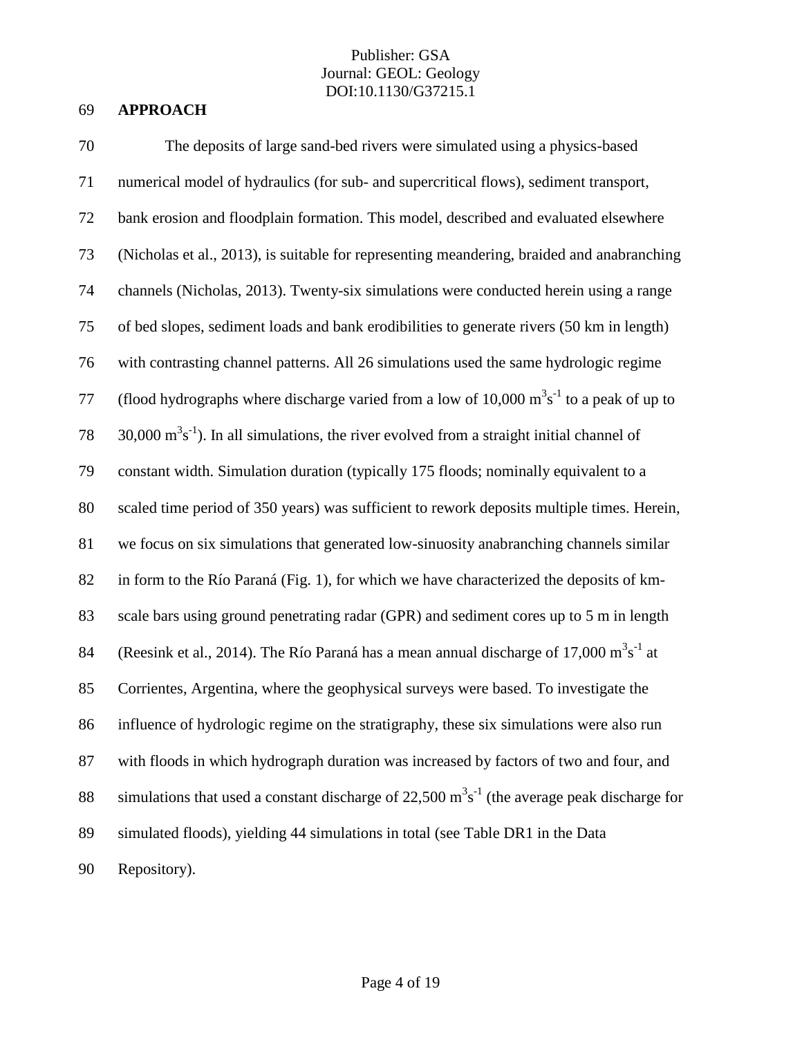## APPROACH

The deposits of large sand-bed rivers were simulated using a physics-based numerical model of hydraulics (for sub- and supercritical flows), sediment transport, bank erosion and floodplain formation. This model, described and evaluated elsewhere (Nicholas et al., 2013), is suitable for representing meandering, braided and anabranching channels (Nicholas, 2013). Twenty-six simulations were conducted herein using a range of bed slopes, sediment loads and bank erodibilities to generate rivers (50 km in length) with contrasting channel patterns. All 26 simulations used the same hydrologic regime (flood hydrographs where discharge varied from a low of 10,000 $m^3s^{-1}$ to a peak of up to 30,000 $m^3s^{-1}$). In all simulations, the river evolved from a straight initial channel of constant width. Simulation duration (typically 175 floods; nominally equivalent to a scaled time period of 350 years) was sufficient to rework deposits multiple times. Herein, we focus on six simulations that generated low-sinuosity anabranching channels similar in form to the Río Paraná (Fig. 1), for which we have characterized the deposits of km-scale bars using ground penetrating radar (GPR) and sediment cores up to 5 m in length (Reesink et al., 2014). The Río Paraná has a mean annual discharge of 17,000 $m^3s^{-1}$ at Corrientes, Argentina, where the geophysical surveys were based. To investigate the influence of hydrologic regime on the stratigraphy, these six simulations were also run with floods in which hydrograph duration was increased by factors of two and four, and simulations that used a constant discharge of 22,500 $m^3s^{-1}$ (the average peak discharge for simulated floods), yielding 44 simulations in total (see Table DR1 in the Data Repository).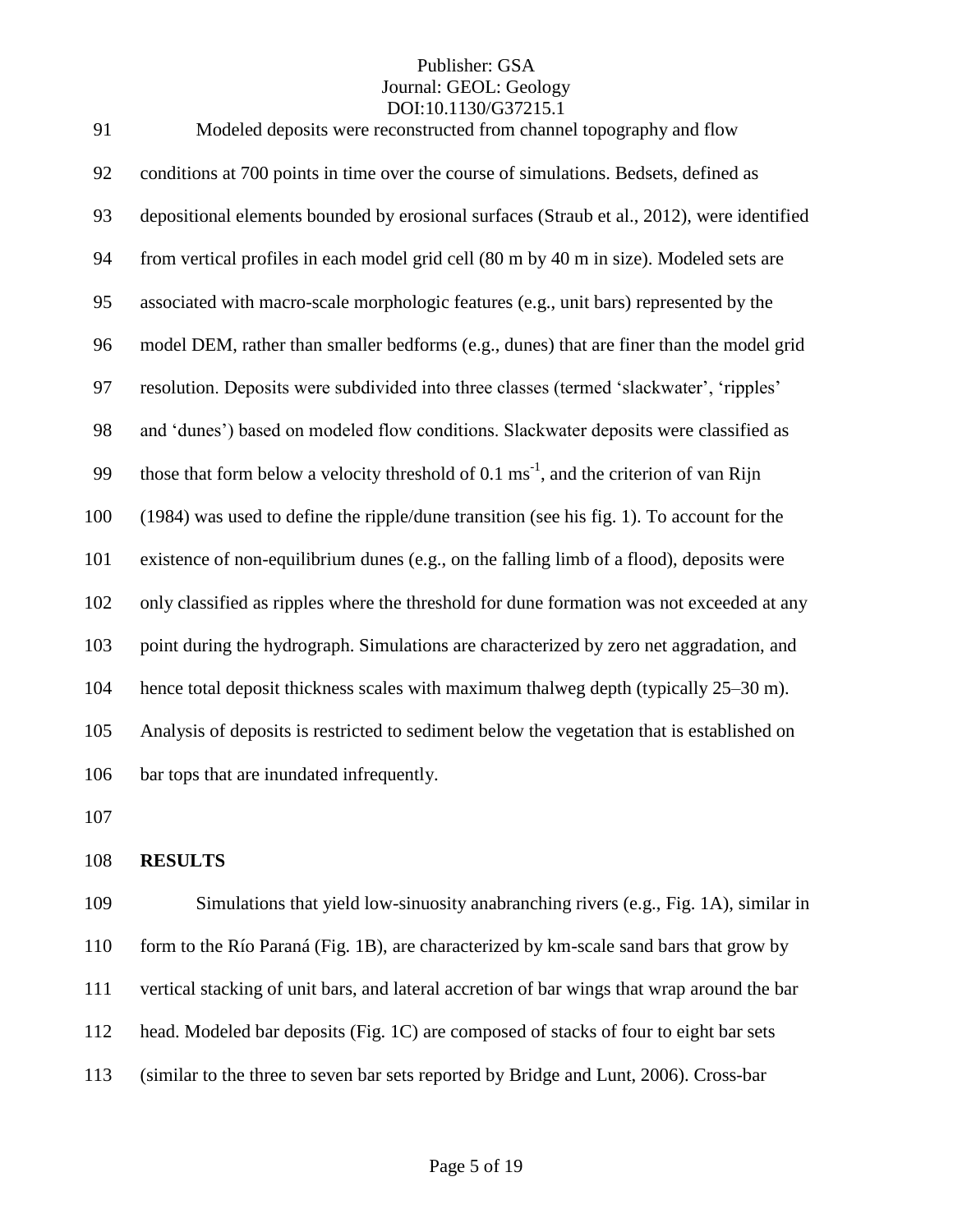Modeled deposits were reconstructed from channel topography and flow conditions at 700 points in time over the course of simulations. Bedsets, defined as depositional elements bounded by erosional surfaces (Straub et al., 2012), were identified from vertical profiles in each model grid cell (80 m by 40 m in size). Modeled sets are associated with macro-scale morphologic features (e.g., unit bars) represented by the model DEM, rather than smaller bedforms (e.g., dunes) that are finer than the model grid resolution. Deposits were subdivided into three classes (termed 'slackwater', 'ripples' and 'dunes') based on modeled flow conditions. Slackwater deposits were classified as those that form below a velocity threshold of 0.1 $ms^{-1}$, and the criterion of van Rijn (1984) was used to define the ripple/dune transition (see his fig. 1). To account for the existence of non-equilibrium dunes (e.g., on the falling limb of a flood), deposits were only classified as ripples where the threshold for dune formation was not exceeded at any point during the hydrograph. Simulations are characterized by zero net aggradation, and hence total deposit thickness scales with maximum thalweg depth (typically 25–30 m). Analysis of deposits is restricted to sediment below the vegetation that is established on bar tops that are inundated infrequently.

## RESULTS

Simulations that yield low-sinuosity anabranching rivers (e.g., Fig. 1A), similar in form to the Río Paraná (Fig. 1B), are characterized by km-scale sand bars that grow by vertical stacking of unit bars, and lateral accretion of bar wings that wrap around the bar head. Modeled bar deposits (Fig. 1C) are composed of stacks of four to eight bar sets (similar to the three to seven bar sets reported by Bridge and Lunt, 2006). Cross-bar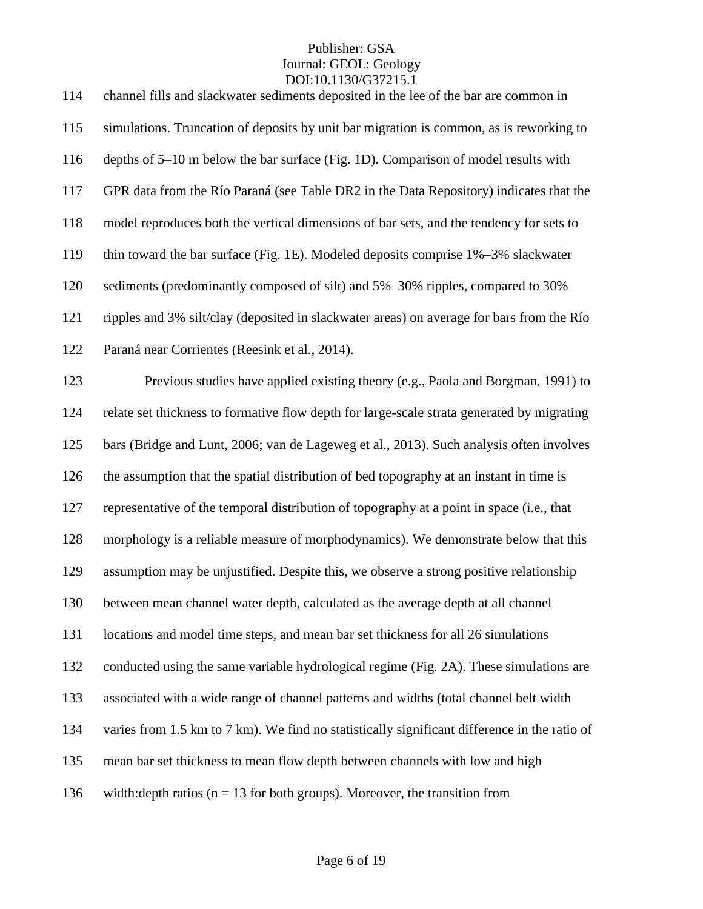channel fills and slackwater sediments deposited in the lee of the bar are common in simulations. Truncation of deposits by unit bar migration is common, as is reworking to depths of 5–10 m below the bar surface (Fig. 1D). Comparison of model results with GPR data from the Río Paraná (see Table DR2 in the Data Repository) indicates that the model reproduces both the vertical dimensions of bar sets, and the tendency for sets to thin toward the bar surface (Fig. 1E). Modeled deposits comprise 1%–3% slackwater sediments (predominantly composed of silt) and 5%–30% ripples, compared to 30% ripples and 3% silt/clay (deposited in slackwater areas) on average for bars from the Río Paraná near Corrientes (Reesink et al., 2014).

Previous studies have applied existing theory (e.g., Paola and Borgman, 1991) to relate set thickness to formative flow depth for large-scale strata generated by migrating bars (Bridge and Lunt, 2006; van de Lageweg et al., 2013). Such analysis often involves the assumption that the spatial distribution of bed topography at an instant in time is representative of the temporal distribution of topography at a point in space (i.e., that morphology is a reliable measure of morphodynamics). We demonstrate below that this assumption may be unjustified. Despite this, we observe a strong positive relationship between mean channel water depth, calculated as the average depth at all channel locations and model time steps, and mean bar set thickness for all 26 simulations conducted using the same variable hydrological regime (Fig. 2A). These simulations are associated with a wide range of channel patterns and widths (total channel belt width varies from 1.5 km to 7 km). We find no statistically significant difference in the ratio of mean bar set thickness to mean flow depth between channels with low and high width:depth ratios ($n = 13$ for both groups). Moreover, the transition from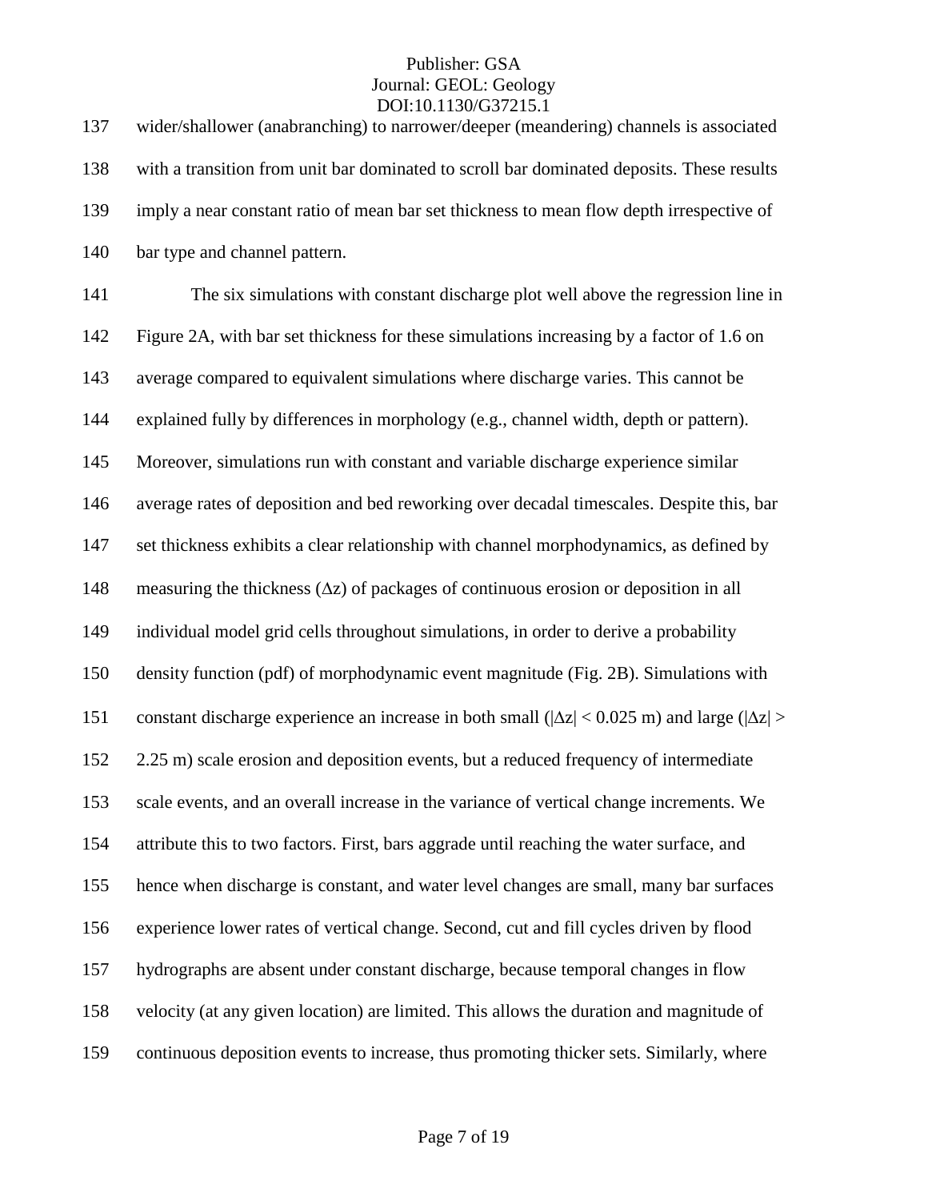wider/shallower (anabranching) to narrower/deeper (meandering) channels is associated with a transition from unit bar dominated to scroll bar dominated deposits. These results imply a near constant ratio of mean bar set thickness to mean flow depth irrespective of bar type and channel pattern.

The six simulations with constant discharge plot well above the regression line in Figure 2A, with bar set thickness for these simulations increasing by a factor of 1.6 on average compared to equivalent simulations where discharge varies. This cannot be explained fully by differences in morphology (e.g., channel width, depth or pattern). Moreover, simulations run with constant and variable discharge experience similar average rates of deposition and bed reworking over decadal timescales. Despite this, bar set thickness exhibits a clear relationship with channel morphodynamics, as defined by measuring the thickness ($\Delta z$) of packages of continuous erosion or deposition in all individual model grid cells throughout simulations, in order to derive a probability density function (pdf) of morphodynamic event magnitude (Fig. 2B). Simulations with constant discharge experience an increase in both small ($|\Delta z| < 0.025$ m) and large ($|\Delta z| > 2.25$ m) scale erosion and deposition events, but a reduced frequency of intermediate scale events, and an overall increase in the variance of vertical change increments. We attribute this to two factors. First, bars aggrade until reaching the water surface, and hence when discharge is constant, and water level changes are small, many bar surfaces experience lower rates of vertical change. Second, cut and fill cycles driven by flood hydrographs are absent under constant discharge, because temporal changes in flow velocity (at any given location) are limited. This allows the duration and magnitude of continuous deposition events to increase, thus promoting thicker sets. Similarly, where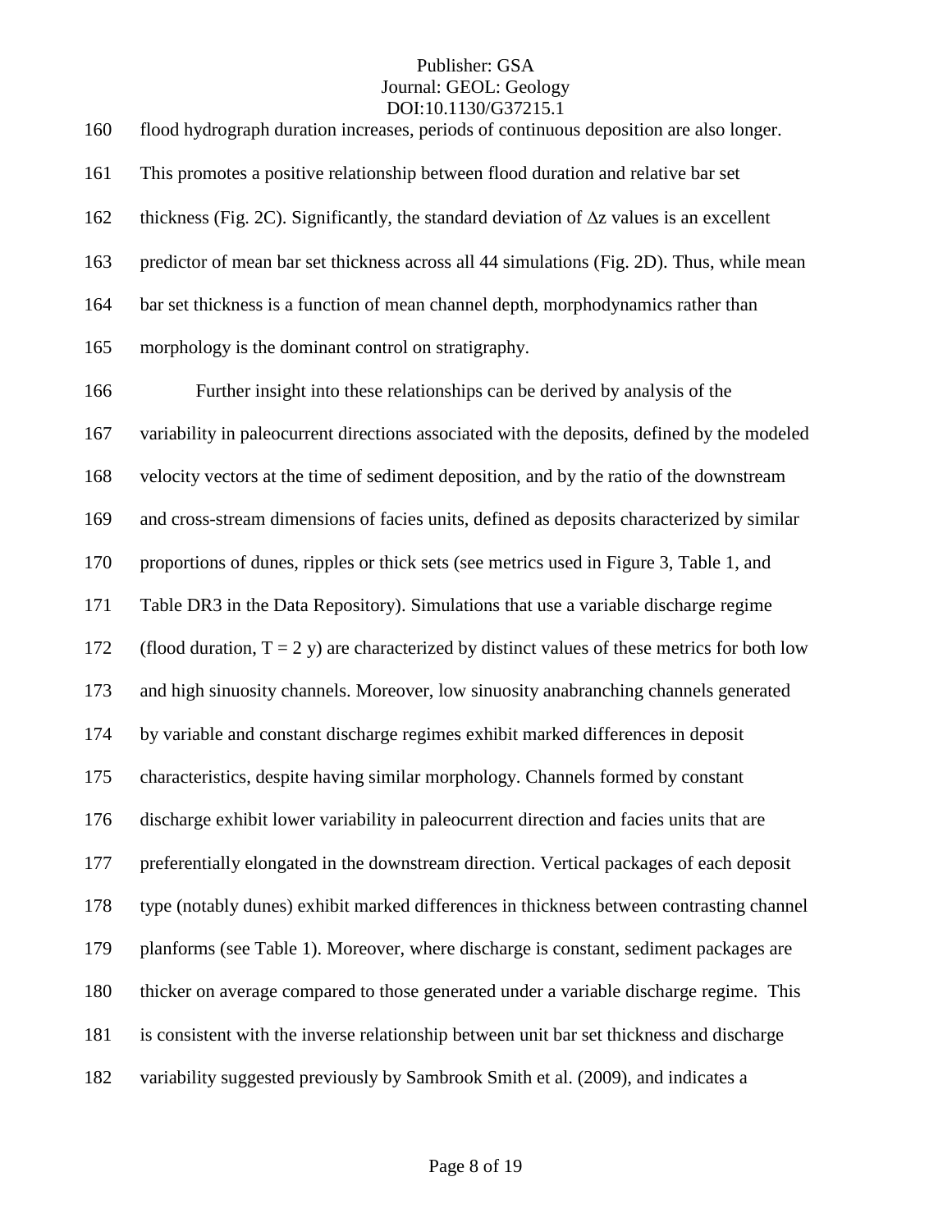flood hydrograph duration increases, periods of continuous deposition are also longer. This promotes a positive relationship between flood duration and relative bar set thickness (Fig. 2C). Significantly, the standard deviation of $\Delta z$ values is an excellent predictor of mean bar set thickness across all 44 simulations (Fig. 2D). Thus, while mean bar set thickness is a function of mean channel depth, morphodynamics rather than morphology is the dominant control on stratigraphy.

Further insight into these relationships can be derived by analysis of the variability in paleocurrent directions associated with the deposits, defined by the modeled velocity vectors at the time of sediment deposition, and by the ratio of the downstream and cross-stream dimensions of facies units, defined as deposits characterized by similar proportions of dunes, ripples or thick sets (see metrics used in Figure 3, Table 1, and Table DR3 in the Data Repository). Simulations that use a variable discharge regime (flood duration, $T = 2$ y) are characterized by distinct values of these metrics for both low and high sinuosity channels. Moreover, low sinuosity anabranching channels generated by variable and constant discharge regimes exhibit marked differences in deposit characteristics, despite having similar morphology. Channels formed by constant discharge exhibit lower variability in paleocurrent direction and facies units that are preferentially elongated in the downstream direction. Vertical packages of each deposit type (notably dunes) exhibit marked differences in thickness between contrasting channel planforms (see Table 1). Moreover, where discharge is constant, sediment packages are thicker on average compared to those generated under a variable discharge regime. This is consistent with the inverse relationship between unit bar set thickness and discharge variability suggested previously by Sambrook Smith et al. (2009), and indicates a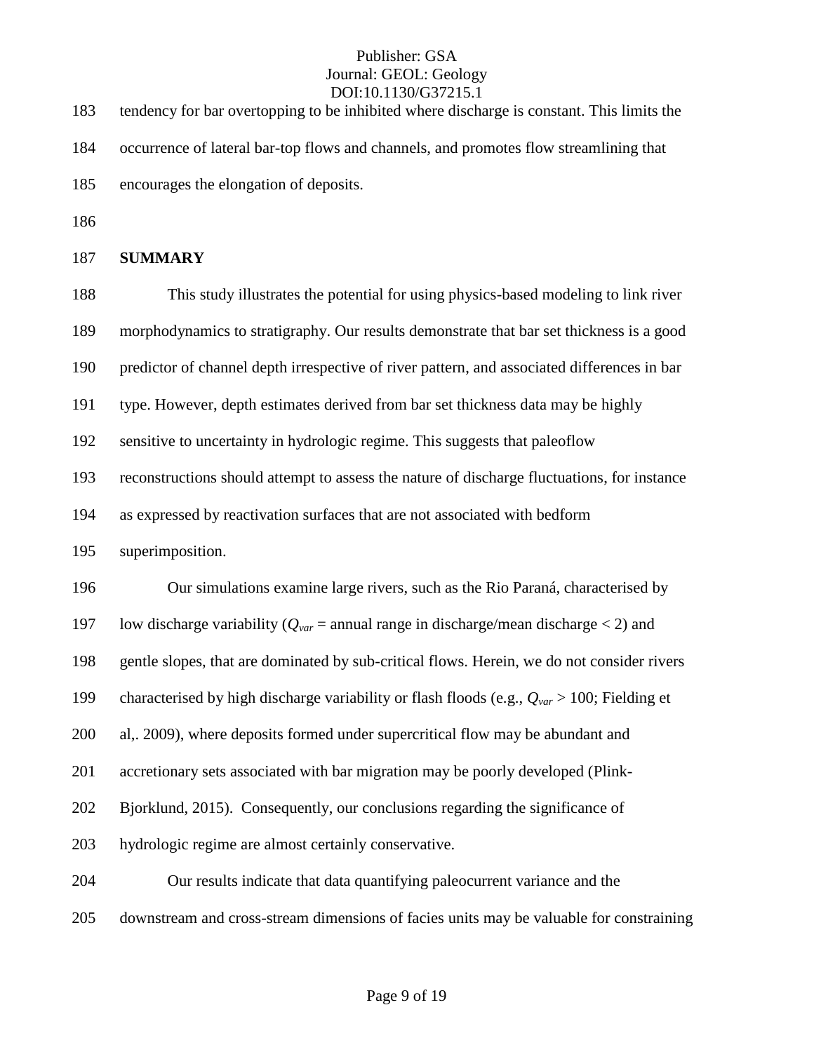tendency for bar overtopping to be inhibited where discharge is constant. This limits the occurrence of lateral bar-top flows and channels, and promotes flow streamlining that encourages the elongation of deposits.

## SUMMARY

This study illustrates the potential for using physics-based modeling to link river morphodynamics to stratigraphy. Our results demonstrate that bar set thickness is a good predictor of channel depth irrespective of river pattern, and associated differences in bar type. However, depth estimates derived from bar set thickness data may be highly sensitive to uncertainty in hydrologic regime. This suggests that paleoflow reconstructions should attempt to assess the nature of discharge fluctuations, for instance as expressed by reactivation surfaces that are not associated with bedform superimposition.

Our simulations examine large rivers, such as the Rio Paraná, characterised by low discharge variability ($Q_{var}$ = annual range in discharge/mean discharge < 2) and gentle slopes, that are dominated by sub-critical flows. Herein, we do not consider rivers characterised by high discharge variability or flash floods (e.g., $Q_{var} > 100$; Fielding et al,. 2009), where deposits formed under supercritical flow may be abundant and accretionary sets associated with bar migration may be poorly developed (Plink-Bjorklund, 2015). Consequently, our conclusions regarding the significance of hydrologic regime are almost certainly conservative.

Our results indicate that data quantifying paleocurrent variance and the downstream and cross-stream dimensions of facies units may be valuable for constraining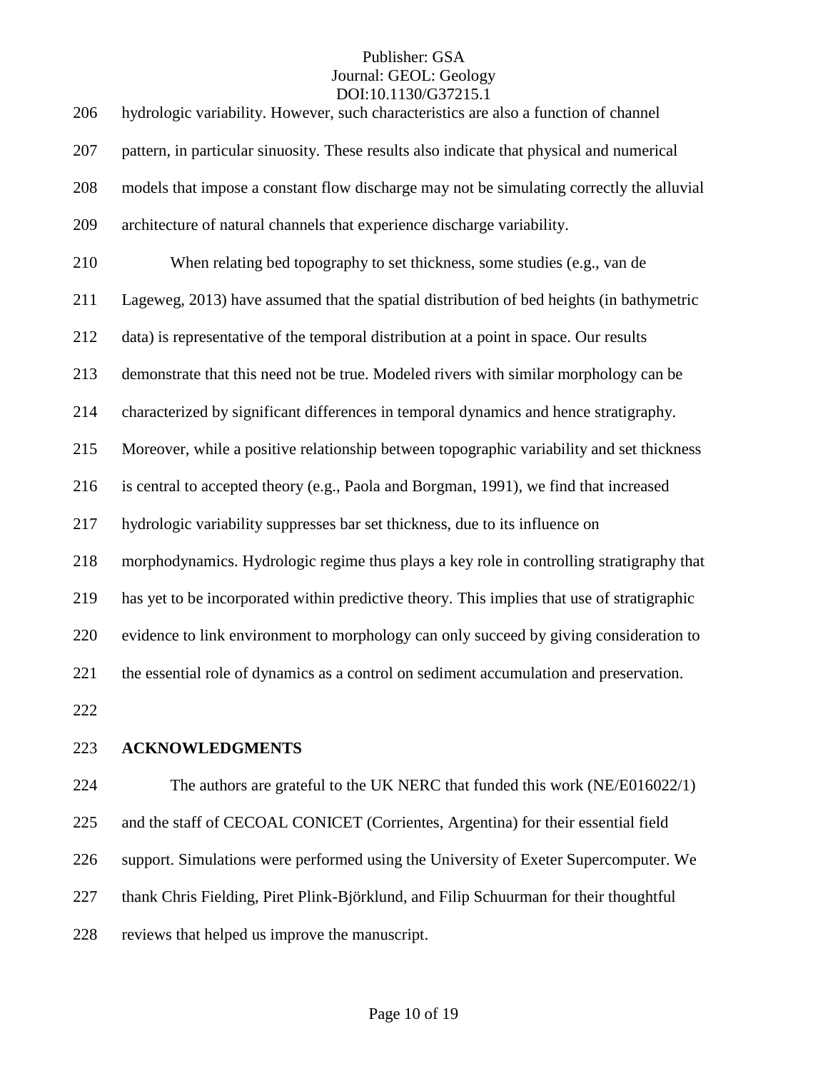hydrologic variability. However, such characteristics are also a function of channel pattern, in particular sinuosity. These results also indicate that physical and numerical models that impose a constant flow discharge may not be simulating correctly the alluvial architecture of natural channels that experience discharge variability.

When relating bed topography to set thickness, some studies (e.g., van de Lageweg, 2013) have assumed that the spatial distribution of bed heights (in bathymetric data) is representative of the temporal distribution at a point in space. Our results demonstrate that this need not be true. Modeled rivers with similar morphology can be characterized by significant differences in temporal dynamics and hence stratigraphy. Moreover, while a positive relationship between topographic variability and set thickness is central to accepted theory (e.g., Paola and Borgman, 1991), we find that increased hydrologic variability suppresses bar set thickness, due to its influence on morphodynamics. Hydrologic regime thus plays a key role in controlling stratigraphy that has yet to be incorporated within predictive theory. This implies that use of stratigraphic evidence to link environment to morphology can only succeed by giving consideration to the essential role of dynamics as a control on sediment accumulation and preservation.

## ACKNOWLEDGMENTS

The authors are grateful to the UK NERC that funded this work (NE/E016022/1) and the staff of CECOAL CONICET (Corrientes, Argentina) for their essential field support. Simulations were performed using the University of Exeter Supercomputer. We thank Chris Fielding, Piret Plink-Björklund, and Filip Schuurman for their thoughtful reviews that helped us improve the manuscript.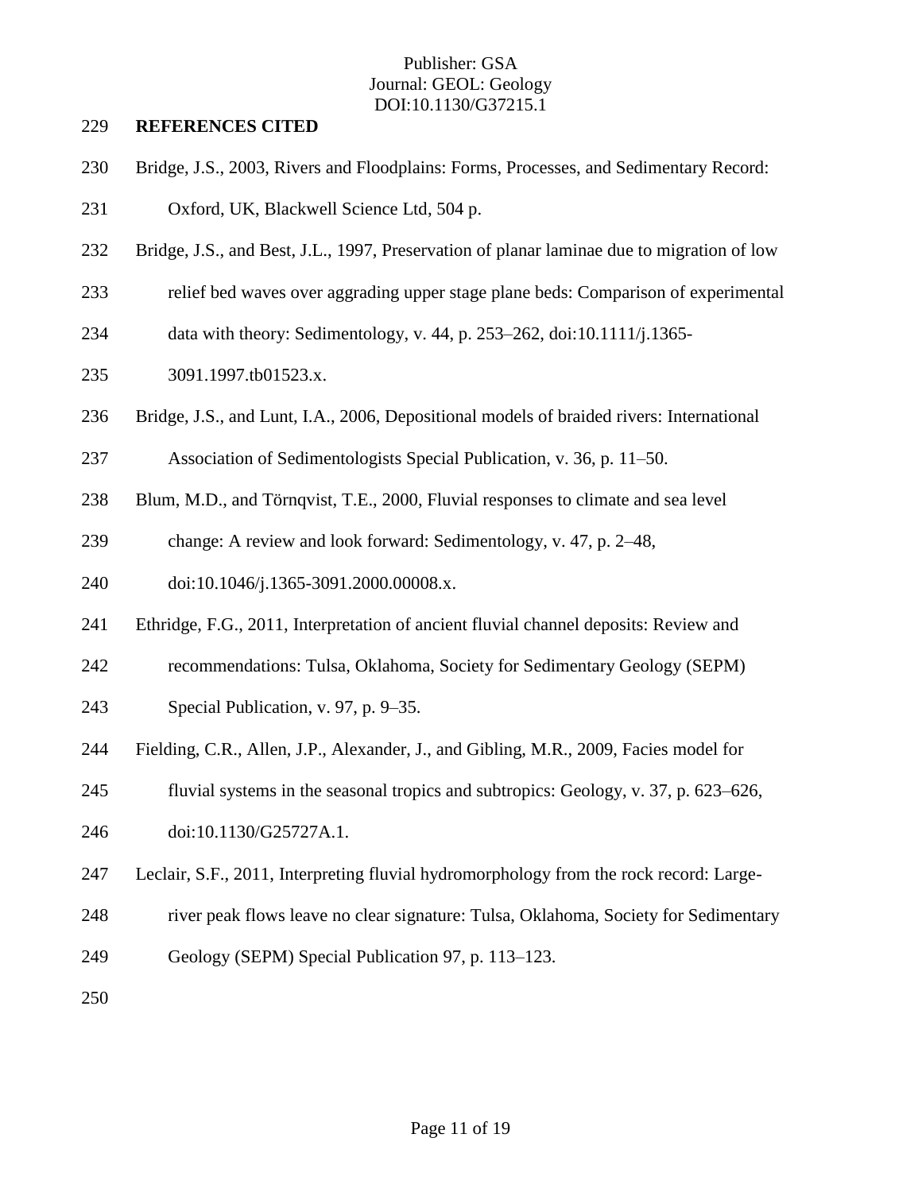## REFERENCES CITED

Bridge, J.S., 2003, Rivers and Floodplains: Forms, Processes, and Sedimentary Record: Oxford, UK, Blackwell Science Ltd, 504 p.

Bridge, J.S., and Best, J.L., 1997, Preservation of planar laminae due to migration of low relief bed waves over aggrading upper stage plane beds: Comparison of experimental data with theory: Sedimentology, v. 44, p. 253–262, doi:10.1111/j.1365-3091.1997.tb01523.x.

Bridge, J.S., and Lunt, I.A., 2006, Depositional models of braided rivers: International Association of Sedimentologists Special Publication, v. 36, p. 11–50.

Blum, M.D., and Törnqvist, T.E., 2000, Fluvial responses to climate and sea level change: A review and look forward: Sedimentology, v. 47, p. 2–48, doi:10.1046/j.1365-3091.2000.00008.x.

Ethridge, F.G., 2011, Interpretation of ancient fluvial channel deposits: Review and recommendations: Tulsa, Oklahoma, Society for Sedimentary Geology (SEPM) Special Publication, v. 97, p. 9–35.

Fielding, C.R., Allen, J.P., Alexander, J., and Gibling, M.R., 2009, Facies model for fluvial systems in the seasonal tropics and subtropics: Geology, v. 37, p. 623–626, doi:10.1130/G25727A.1.

Leclair, S.F., 2011, Interpreting fluvial hydromorphology from the rock record: Large-river peak flows leave no clear signature: Tulsa, Oklahoma, Society for Sedimentary Geology (SEPM) Special Publication 97, p. 113–123.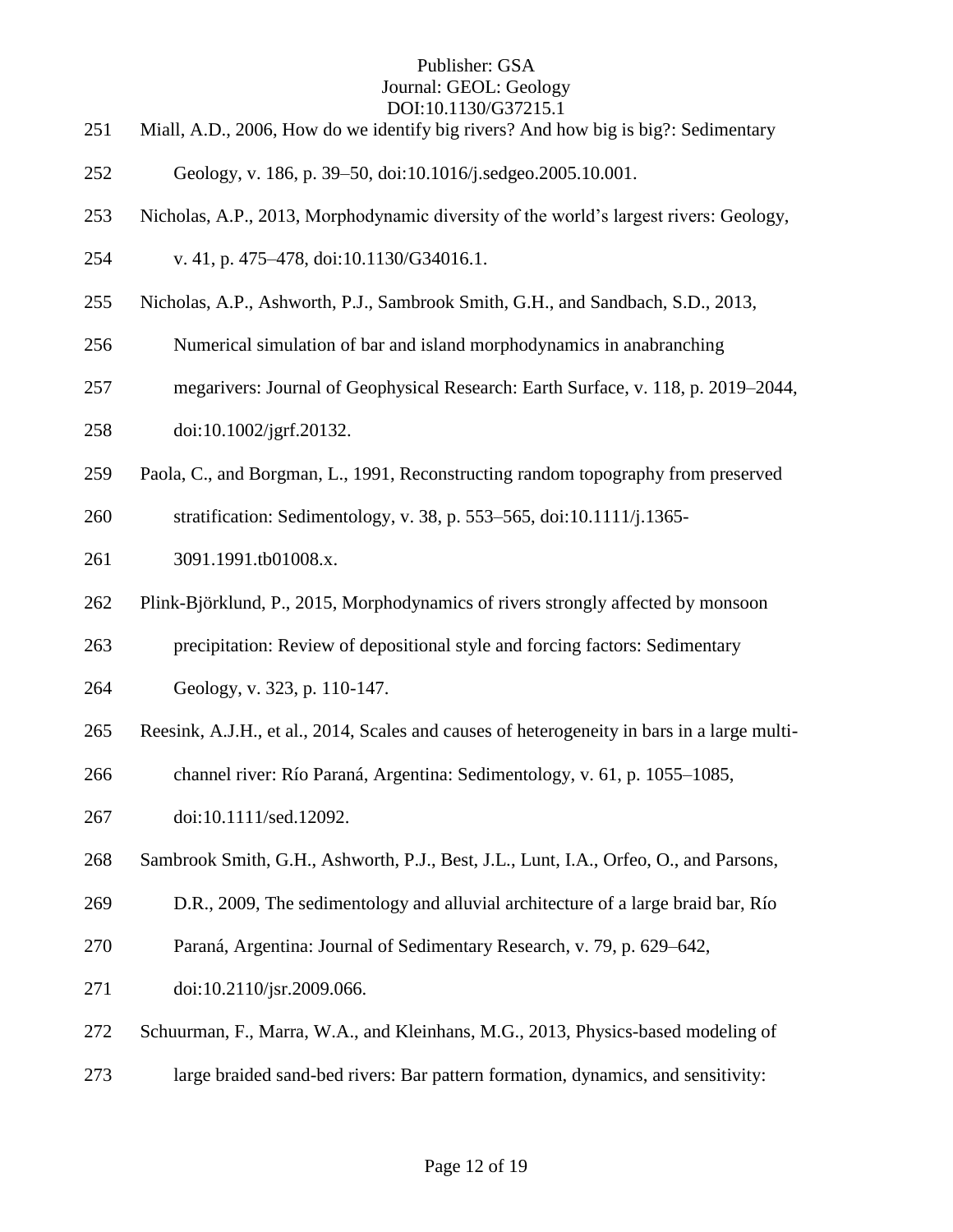Miall, A.D., 2006, How do we identify big rivers? And how big is big?: Sedimentary Geology, v. 186, p. 39–50, doi:10.1016/j.sedgeo.2005.10.001.

Nicholas, A.P., 2013, Morphodynamic diversity of the world's largest rivers: Geology, v. 41, p. 475–478, doi:10.1130/G34016.1.

Nicholas, A.P., Ashworth, P.J., Sambrook Smith, G.H., and Sandbach, S.D., 2013, Numerical simulation of bar and island morphodynamics in anabranching megarivers: Journal of Geophysical Research: Earth Surface, v. 118, p. 2019–2044, doi:10.1002/jgrf.20132.

Paola, C., and Borgman, L., 1991, Reconstructing random topography from preserved stratification: Sedimentology, v. 38, p. 553–565, doi:10.1111/j.1365-3091.1991.tb01008.x.

Plink-Björklund, P., 2015, Morphodynamics of rivers strongly affected by monsoon precipitation: Review of depositional style and forcing factors: Sedimentary Geology, v. 323, p. 110-147.

Reesink, A.J.H., et al., 2014, Scales and causes of heterogeneity in bars in a large multi-channel river: Río Paraná, Argentina: Sedimentology, v. 61, p. 1055–1085, doi:10.1111/sed.12092.

Sambrook Smith, G.H., Ashworth, P.J., Best, J.L., Lunt, I.A., Orfeo, O., and Parsons, D.R., 2009, The sedimentology and alluvial architecture of a large braid bar, Río Paraná, Argentina: Journal of Sedimentary Research, v. 79, p. 629–642, doi:10.2110/jsr.2009.066.

Schuurman, F., Marra, W.A., and Kleinhans, M.G., 2013, Physics-based modeling of large braided sand-bed rivers: Bar pattern formation, dynamics, and sensitivity: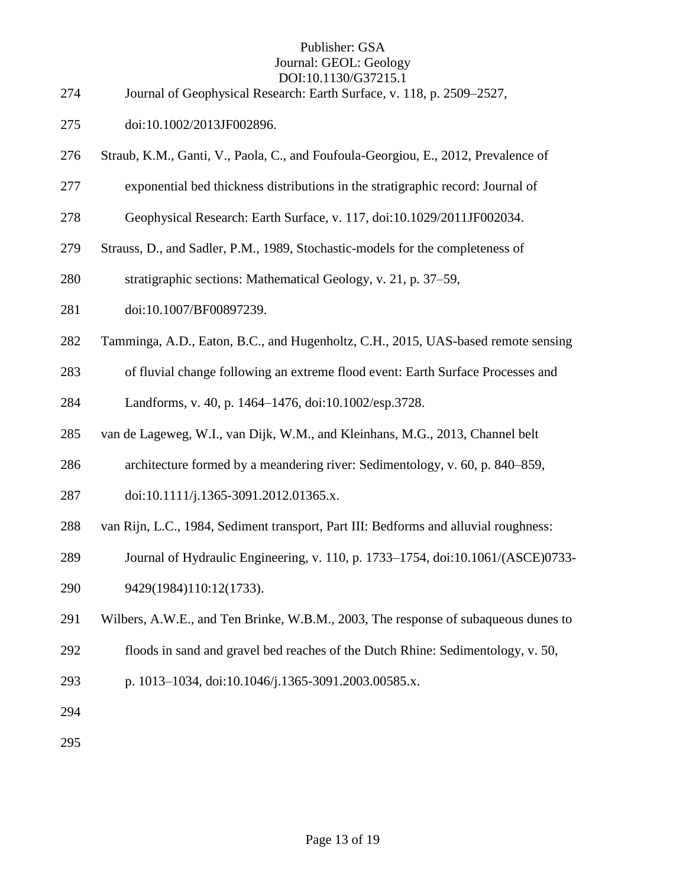Journal of Geophysical Research: Earth Surface, v. 118, p. 2509–2527, doi:10.1002/2013JF002896.

Straub, K.M., Ganti, V., Paola, C., and Foufoula-Georgiou, E., 2012, Prevalence of exponential bed thickness distributions in the stratigraphic record: Journal of Geophysical Research: Earth Surface, v. 117, doi:10.1029/2011JF002034.

Strauss, D., and Sadler, P.M., 1989, Stochastic-models for the completeness of stratigraphic sections: Mathematical Geology, v. 21, p. 37–59, doi:10.1007/BF00897239.

Tamminga, A.D., Eaton, B.C., and Hugenholtz, C.H., 2015, UAS-based remote sensing of fluvial change following an extreme flood event: Earth Surface Processes and Landforms, v. 40, p. 1464–1476, doi:10.1002/esp.3728.

van de Lageweg, W.I., van Dijk, W.M., and Kleinhans, M.G., 2013, Channel belt architecture formed by a meandering river: Sedimentology, v. 60, p. 840–859, doi:10.1111/j.1365-3091.2012.01365.x.

van Rijn, L.C., 1984, Sediment transport, Part III: Bedforms and alluvial roughness: Journal of Hydraulic Engineering, v. 110, p. 1733–1754, doi:10.1061/(ASCE)0733-9429(1984)110:12(1733).

Wilbers, A.W.E., and Ten Brinke, W.B.M., 2003, The response of subaqueous dunes to floods in sand and gravel bed reaches of the Dutch Rhine: Sedimentology, v. 50, p. 1013–1034, doi:10.1046/j.1365-3091.2003.00585.x.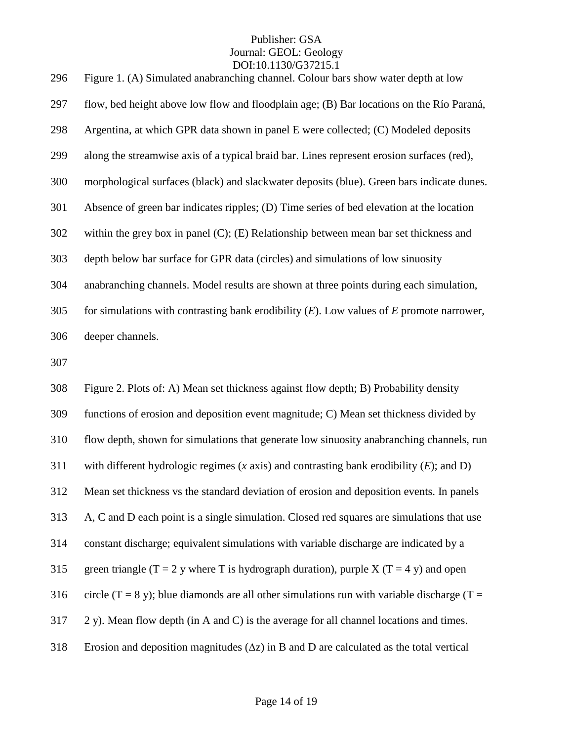Figure 1. (A) Simulated anabranching channel. Colour bars show water depth at low flow, bed height above low flow and floodplain age; (B) Bar locations on the Río Paraná, Argentina, at which GPR data shown in panel E were collected; (C) Modeled deposits along the streamwise axis of a typical braid bar. Lines represent erosion surfaces (red), morphological surfaces (black) and slackwater deposits (blue). Green bars indicate dunes. Absence of green bar indicates ripples; (D) Time series of bed elevation at the location within the grey box in panel (C); (E) Relationship between mean bar set thickness and depth below bar surface for GPR data (circles) and simulations of low sinuosity anabranching channels. Model results are shown at three points during each simulation, for simulations with contrasting bank erodibility ($E$). Low values of $E$ promote narrower, deeper channels.

Figure 2. Plots of: A) Mean set thickness against flow depth; B) Probability density functions of erosion and deposition event magnitude; C) Mean set thickness divided by flow depth, shown for simulations that generate low sinuosity anabranching channels, run with different hydrologic regimes ($x$ axis) and contrasting bank erodibility ($E$); and D) Mean set thickness vs the standard deviation of erosion and deposition events. In panels A, C and D each point is a single simulation. Closed red squares are simulations that use constant discharge; equivalent simulations with variable discharge are indicated by a green triangle ($T = 2$ y where T is hydrograph duration), purple X ($T = 4$ y) and open circle ($T = 8$ y); blue diamonds are all other simulations run with variable discharge ($T = 2$ y). Mean flow depth (in A and C) is the average for all channel locations and times. Erosion and deposition magnitudes ($\Delta z$) in B and D are calculated as the total vertical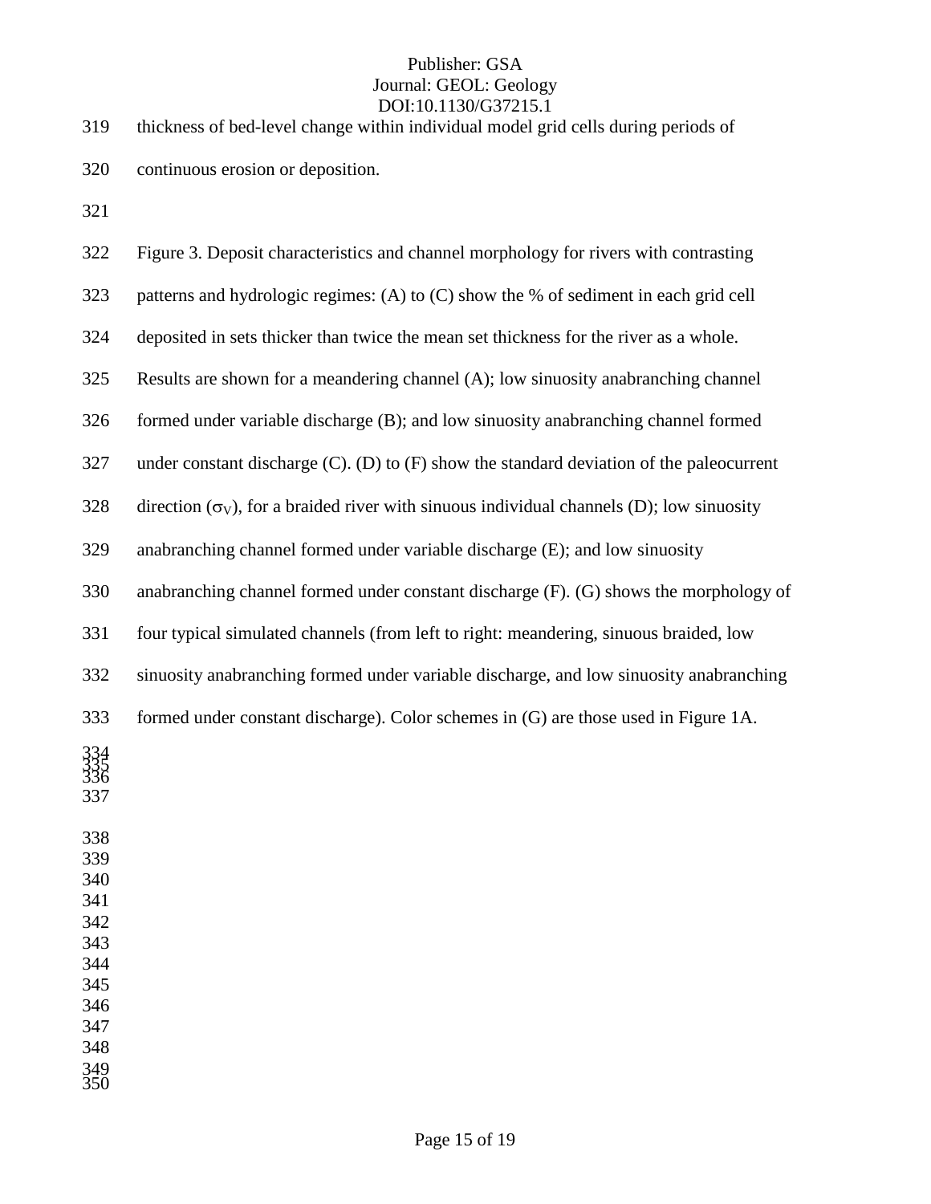thickness of bed-level change within individual model grid cells during periods of continuous erosion or deposition.

Figure 3. Deposit characteristics and channel morphology for rivers with contrasting patterns and hydrologic regimes: (A) to (C) show the % of sediment in each grid cell deposited in sets thicker than twice the mean set thickness for the river as a whole. Results are shown for a meandering channel (A); low sinuosity anabranching channel formed under variable discharge (B); and low sinuosity anabranching channel formed under constant discharge (C). (D) to (F) show the standard deviation of the paleocurrent direction ($\sigma_V$), for a braided river with sinuous individual channels (D); low sinuosity anabranching channel formed under variable discharge (E); and low sinuosity anabranching channel formed under constant discharge (F). (G) shows the morphology of four typical simulated channels (from left to right: meandering, sinuous braided, low sinuosity anabranching formed under variable discharge, and low sinuosity anabranching formed under constant discharge). Color schemes in (G) are those used in Figure 1A.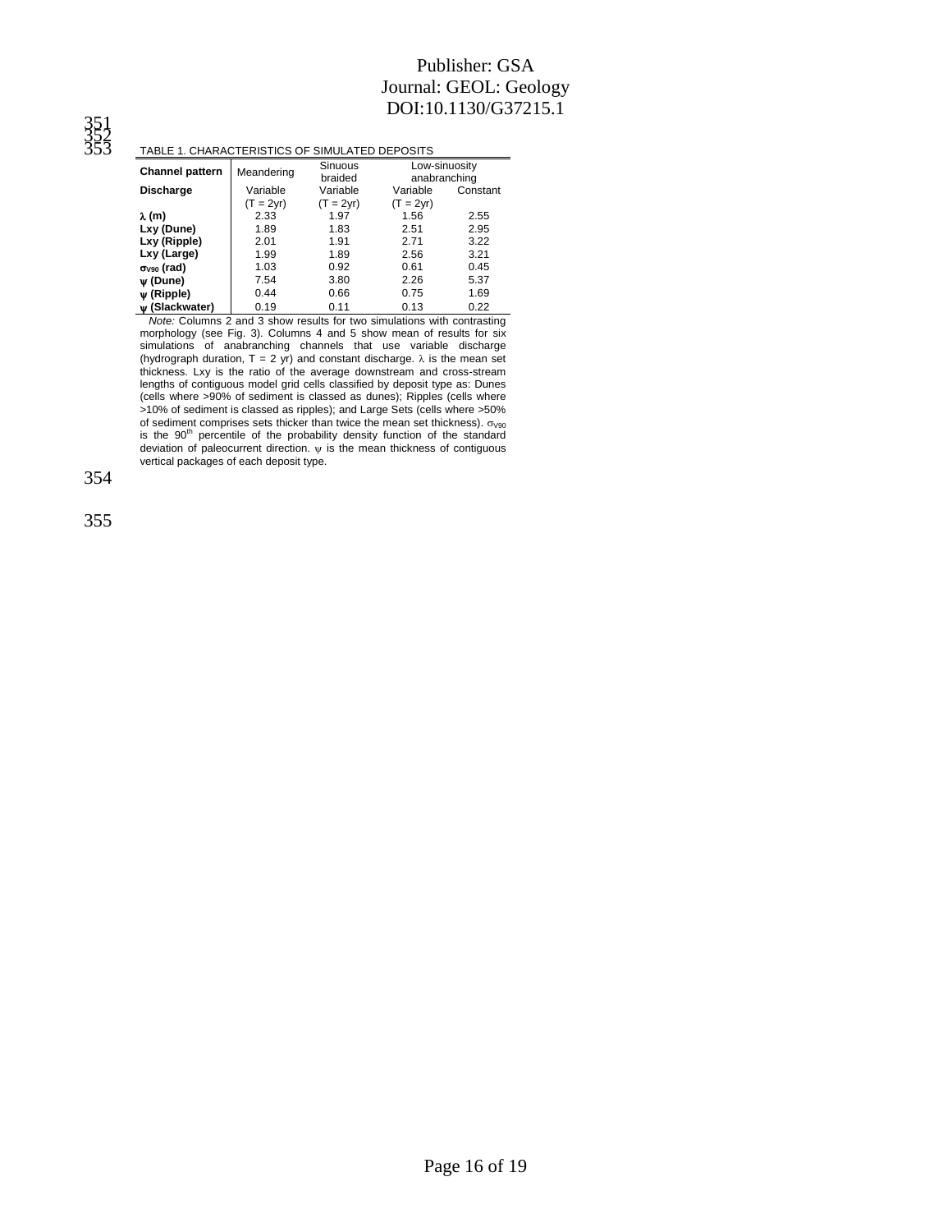TABLE 1. CHARACTERISTICS OF SIMULATED DEPOSITS

| **Channel pattern** | Meandering | Sinuous braided | Low-sinuosity anabranching | |
|---|---|---|---|---|
| **Discharge** | Variable (T = 2yr) | Variable (T = 2yr) | Variable (T = 2yr) | Constant |
| **$\lambda$ (m)** | 2.33 | 1.97 | 1.56 | 2.55 |
| **Lxy (Dune)** | 1.89 | 1.83 | 2.51 | 2.95 |
| **Lxy (Ripple)** | 2.01 | 1.91 | 2.71 | 3.22 |
| **Lxy (Large)** | 1.99 | 1.89 | 2.56 | 3.21 |
| **$\sigma_{V90}$ (rad)** | 1.03 | 0.92 | 0.61 | 0.45 |
| **$\psi$ (Dune)** | 7.54 | 3.80 | 2.26 | 5.37 |
| **$\psi$ (Ripple)** | 0.44 | 0.66 | 0.75 | 1.69 |
| **$\psi$ (Slackwater)** | 0.19 | 0.11 | 0.13 | 0.22 |

*Note:* Columns 2 and 3 show results for two simulations with contrasting morphology (see Fig. 3). Columns 4 and 5 show mean of results for six simulations of anabranching channels that use variable discharge (hydrograph duration, T = 2 yr) and constant discharge. $\lambda$ is the mean set thickness. Lxy is the ratio of the average downstream and cross-stream lengths of contiguous model grid cells classified by deposit type as: Dunes (cells where >90% of sediment is classed as dunes); Ripples (cells where >10% of sediment is classed as ripples); and Large Sets (cells where >50% of sediment comprises sets thicker than twice the mean set thickness). $\sigma_{V90}$ is the 90th percentile of the probability density function of the standard deviation of paleocurrent direction. $\psi$ is the mean thickness of contiguous vertical packages of each deposit type.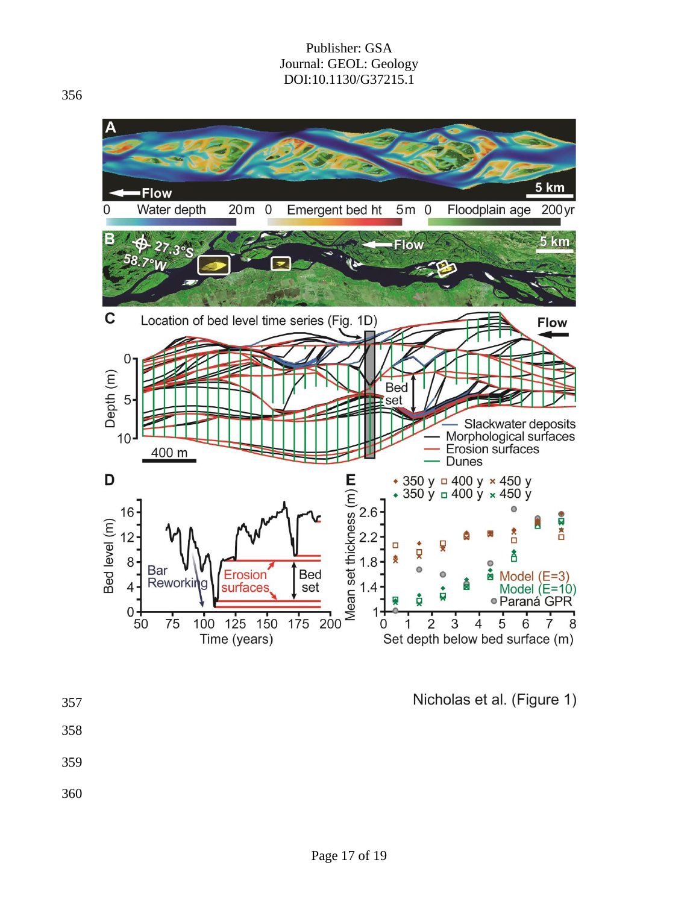Nicholas et al. (Figure 1)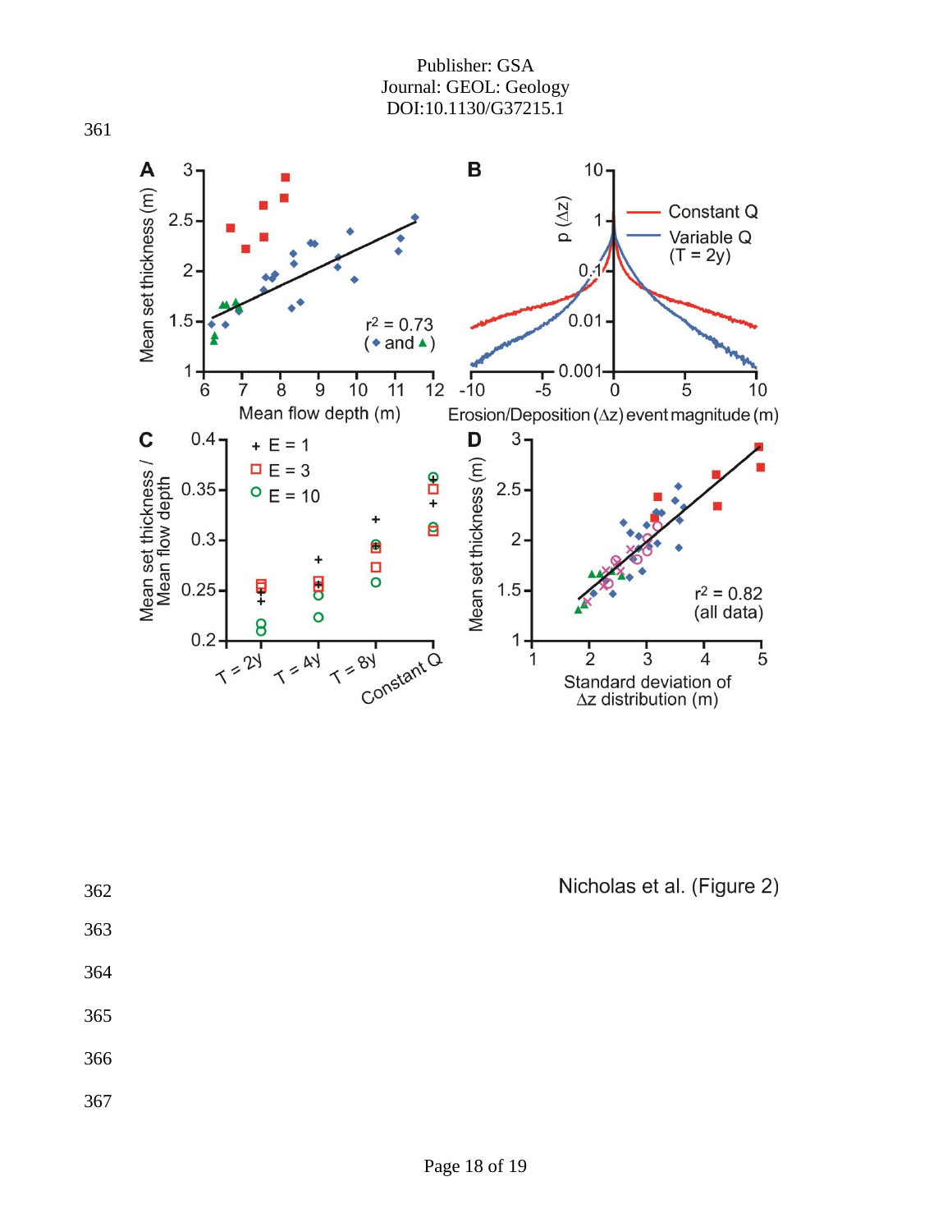Nicholas et al. (Figure 2)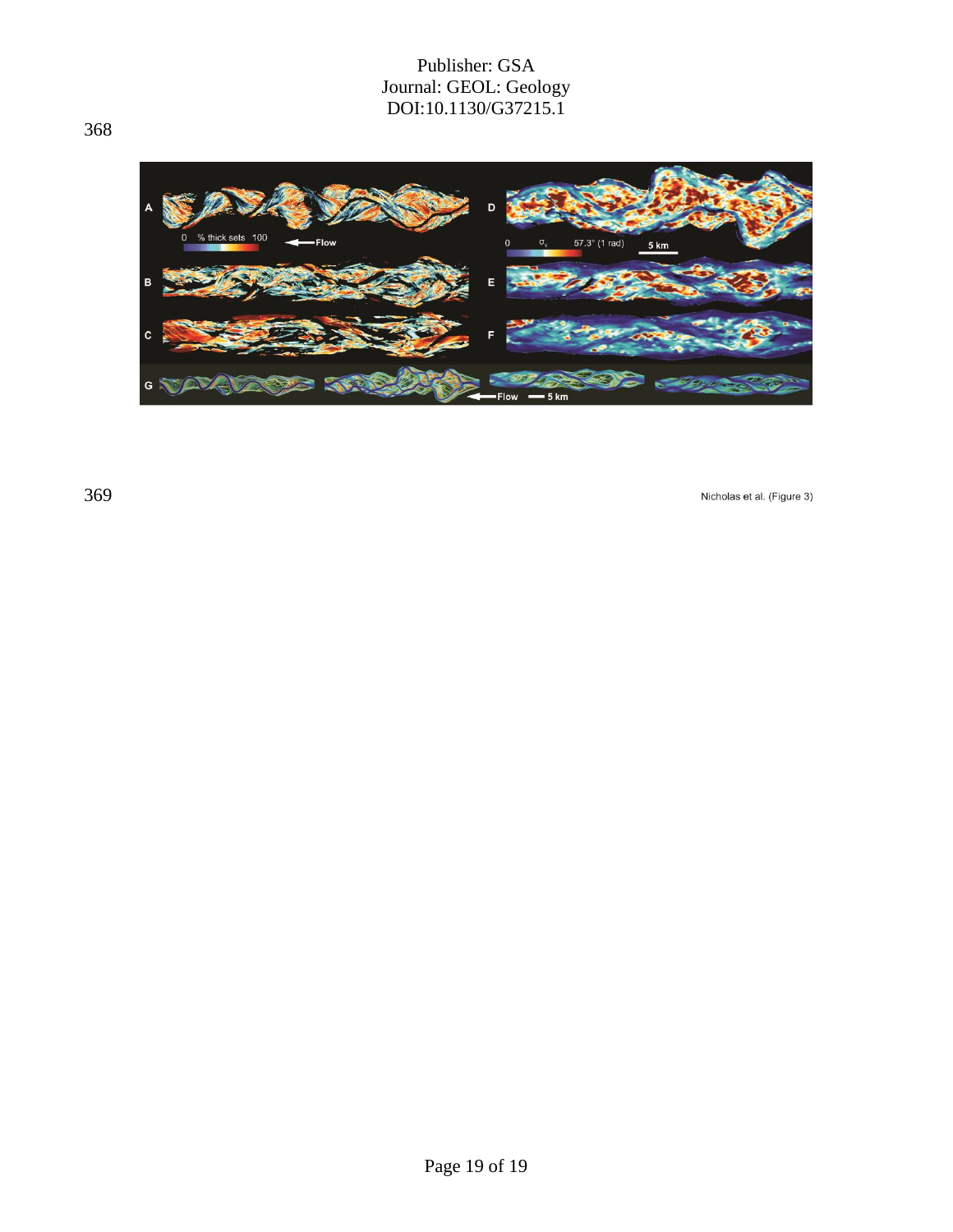A
0 % thick sets 100
Flow
B
C
D
0 $\sigma_v$ 57.3° (1 rad)
5 km
E
F
G
Flow
5 km

Nicholas et al. (Figure 3)